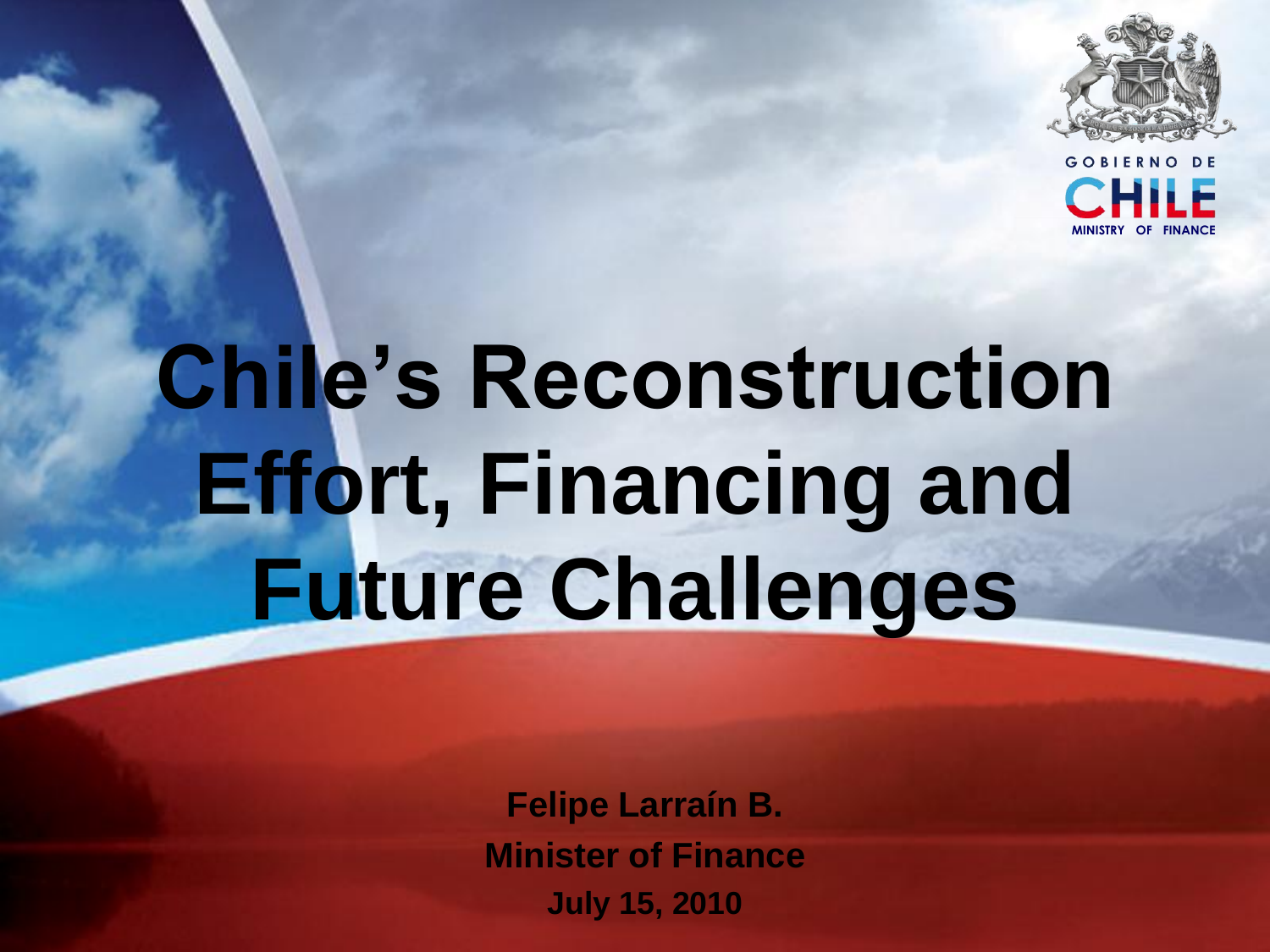GOBIERNO DE CHILE

MINISTRY OF FINANCE

# Chile's Reconstruction Effort, Financing and Future Challenges

**Felipe Larraín B.**

**Minister of Finance**

**July 15, 2010**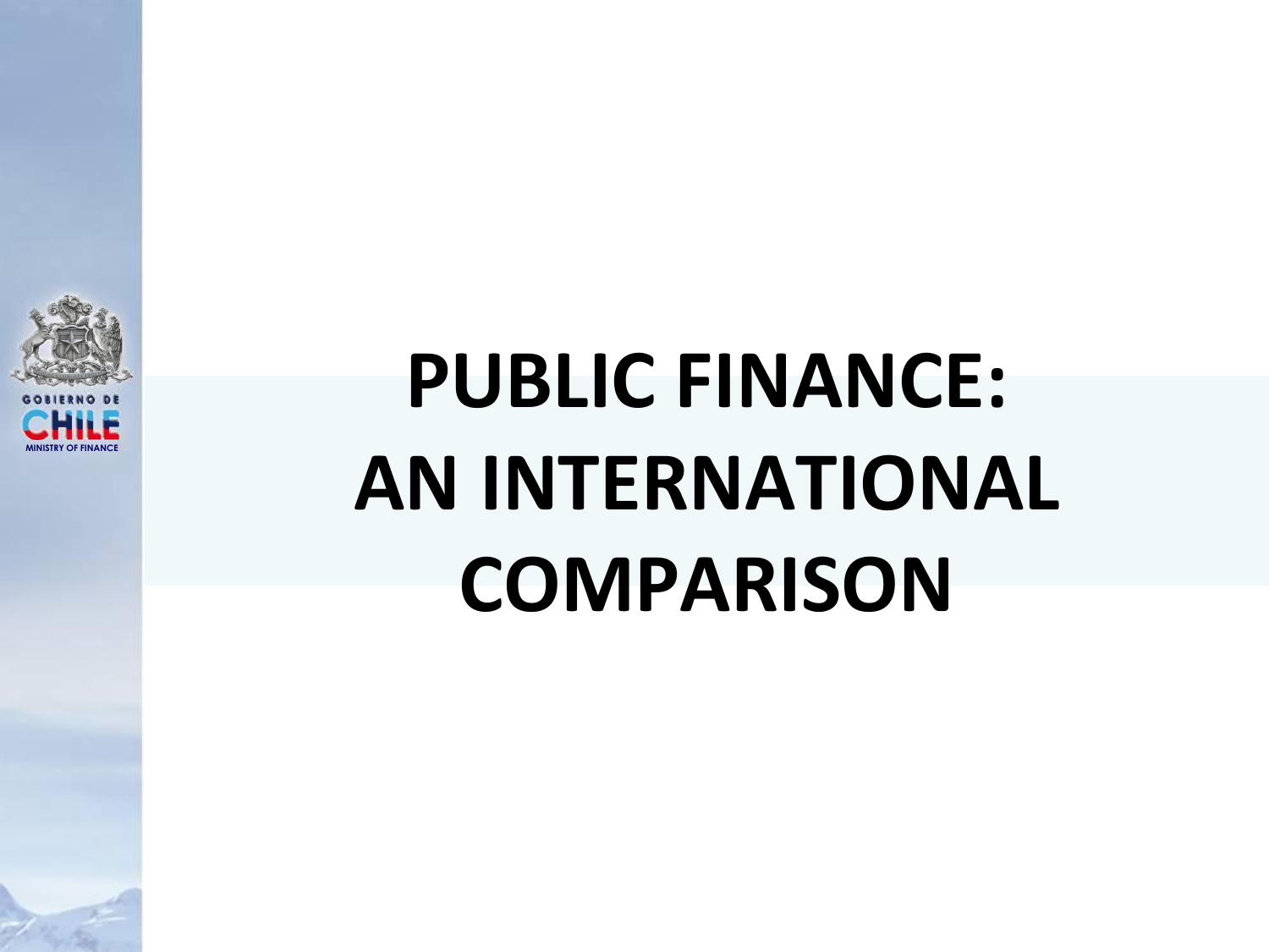# PUBLIC FINANCE: AN INTERNATIONAL COMPARISON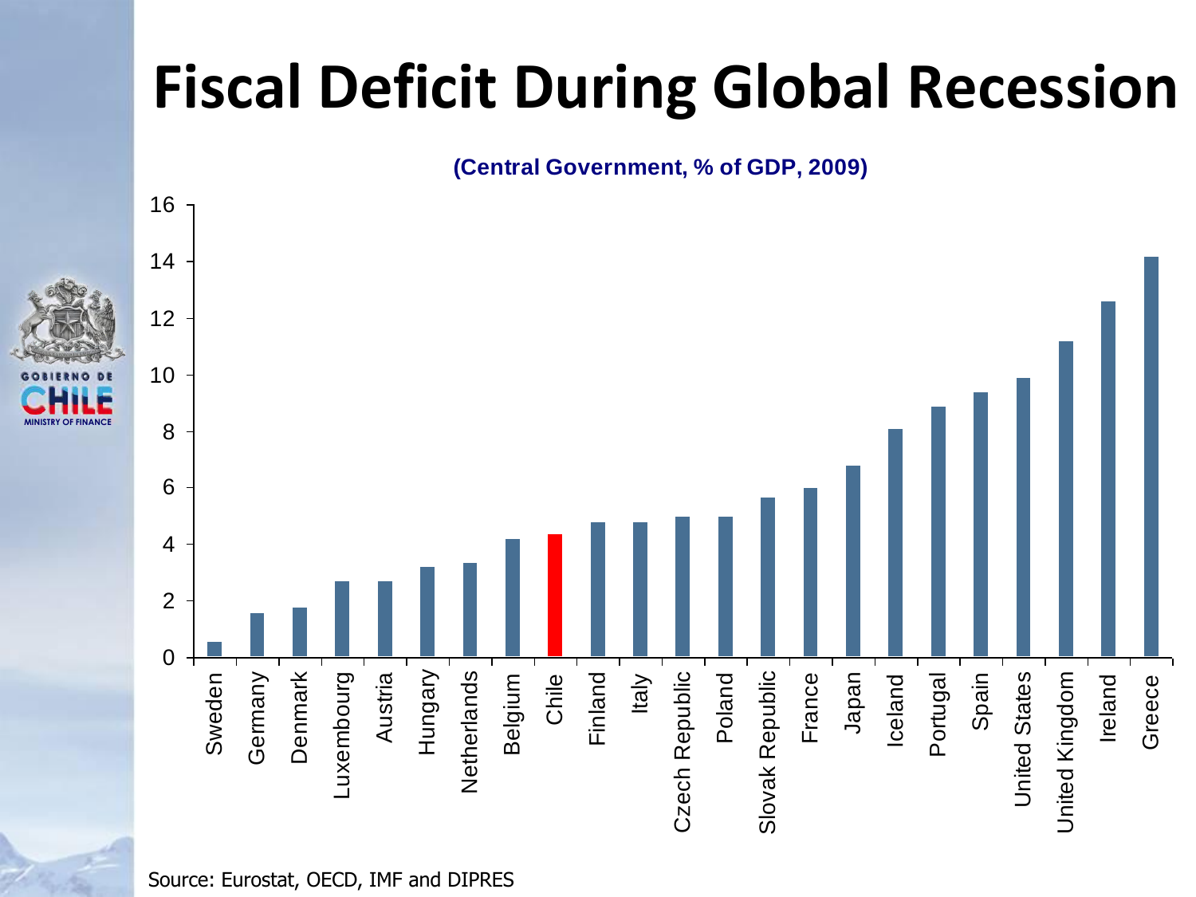# Fiscal Deficit During Global Recession

**(Central Government, % of GDP, 2009)**

| Country | Value |
|---|---|
| Sweden | 0.6 |
| Germany | 1.6 |
| Denmark | 1.8 |
| Luxembourg | 2.7 |
| Austria | 2.7 |
| Hungary | 3.2 |
| Netherlands | 3.4 |
| Belgium | 4.2 |
| Chile | 4.4 |
| Finland | 4.8 |
| Italy | 4.8 |
| Czech Republic | 5.0 |
| Poland | 5.0 |
| Slovak Republic | 5.7 |
| France | 6.0 |
| Japan | 6.8 |
| Iceland | 8.1 |
| Portugal | 8.9 |
| Spain | 9.4 |
| United States | 9.9 |
| United Kingdom | 11.2 |
| Ireland | 12.6 |
| Greece | 14.2 |

Source: Eurostat, OECD, IMF and DIPRES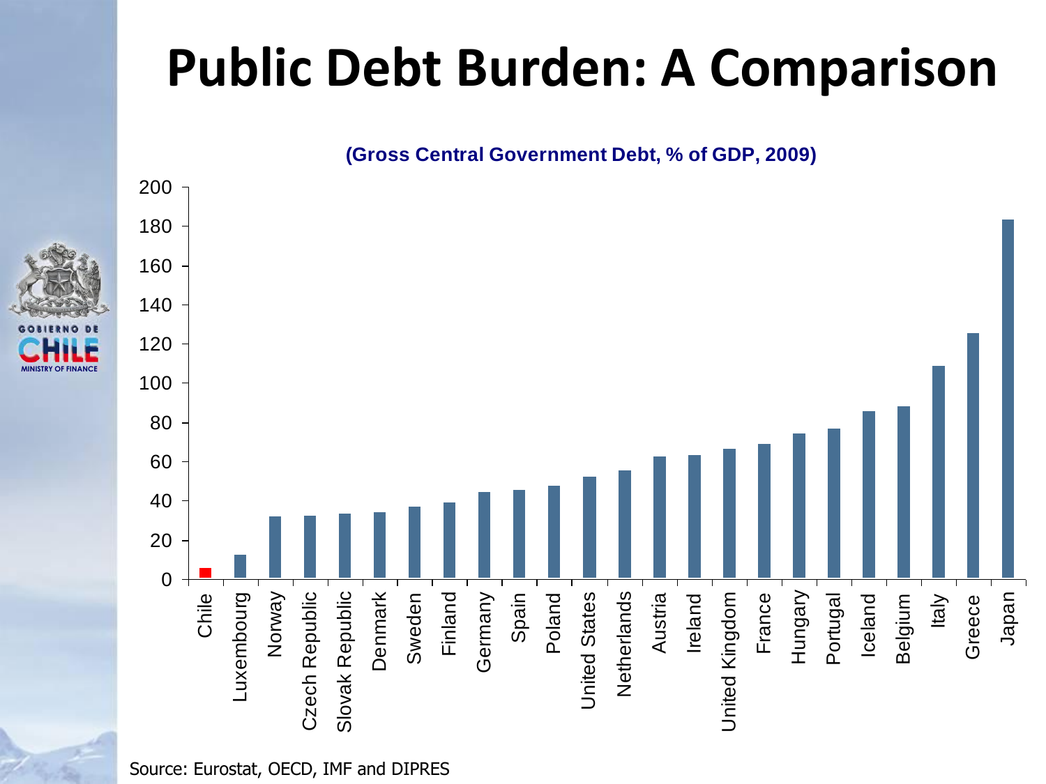# Public Debt Burden: A Comparison

**(Gross Central Government Debt, % of GDP, 2009)**

| Country | Debt (% of GDP) |
|---|---|
| Chile | 6 |
| Luxembourg | 13 |
| Norway | 32 |
| Czech Republic | 32 |
| Slovak Republic | 33 |
| Denmark | 34 |
| Sweden | 37 |
| Finland | 39 |
| Germany | 44 |
| Spain | 45 |
| Poland | 48 |
| United States | 52 |
| Netherlands | 55 |
| Austria | 62 |
| Ireland | 63 |
| United Kingdom | 66 |
| France | 69 |
| Hungary | 74 |
| Portugal | 77 |
| Iceland | 86 |
| Belgium | 88 |
| Italy | 109 |
| Greece | 126 |
| Japan | 183 |

Source: Eurostat, OECD, IMF and DIPRES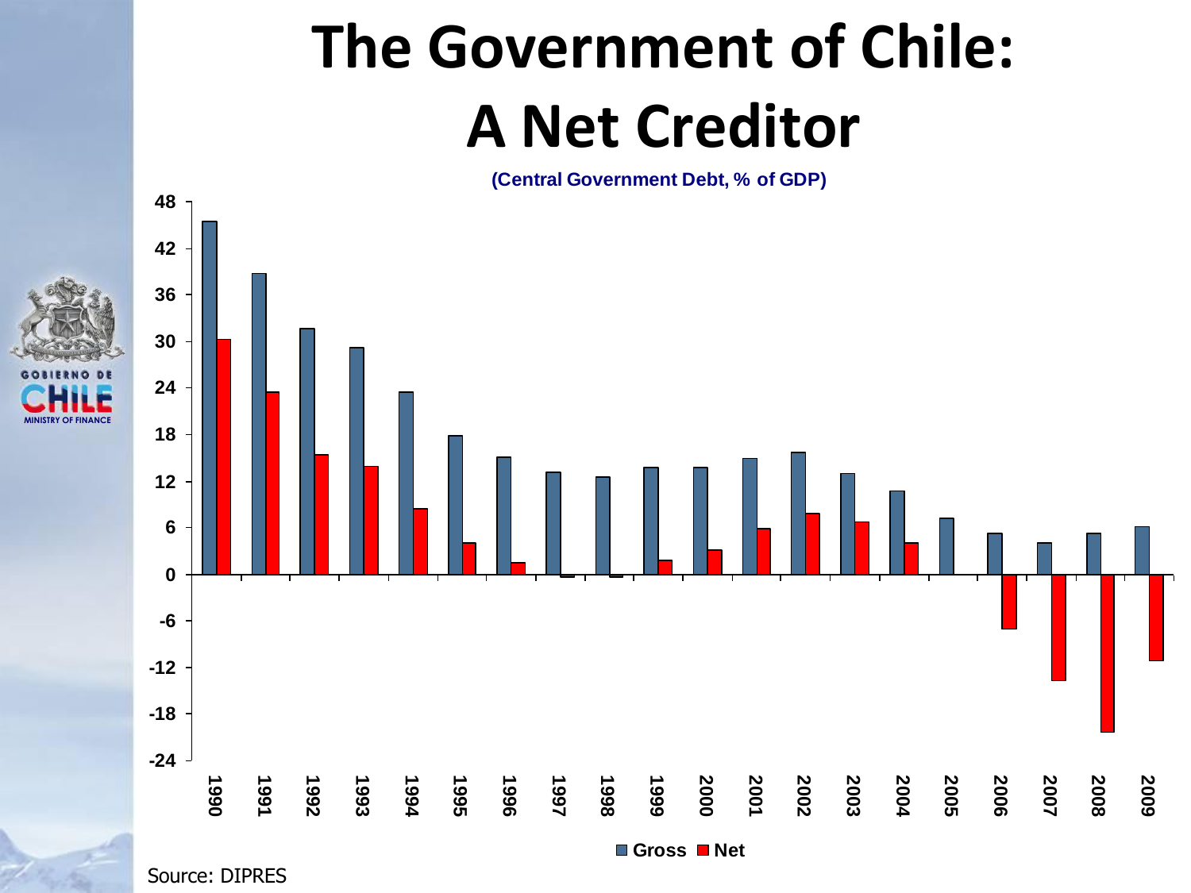# The Government of Chile: A Net Creditor

(Central Government Debt, % of GDP)

■ Gross ■ Net

Source: DIPRES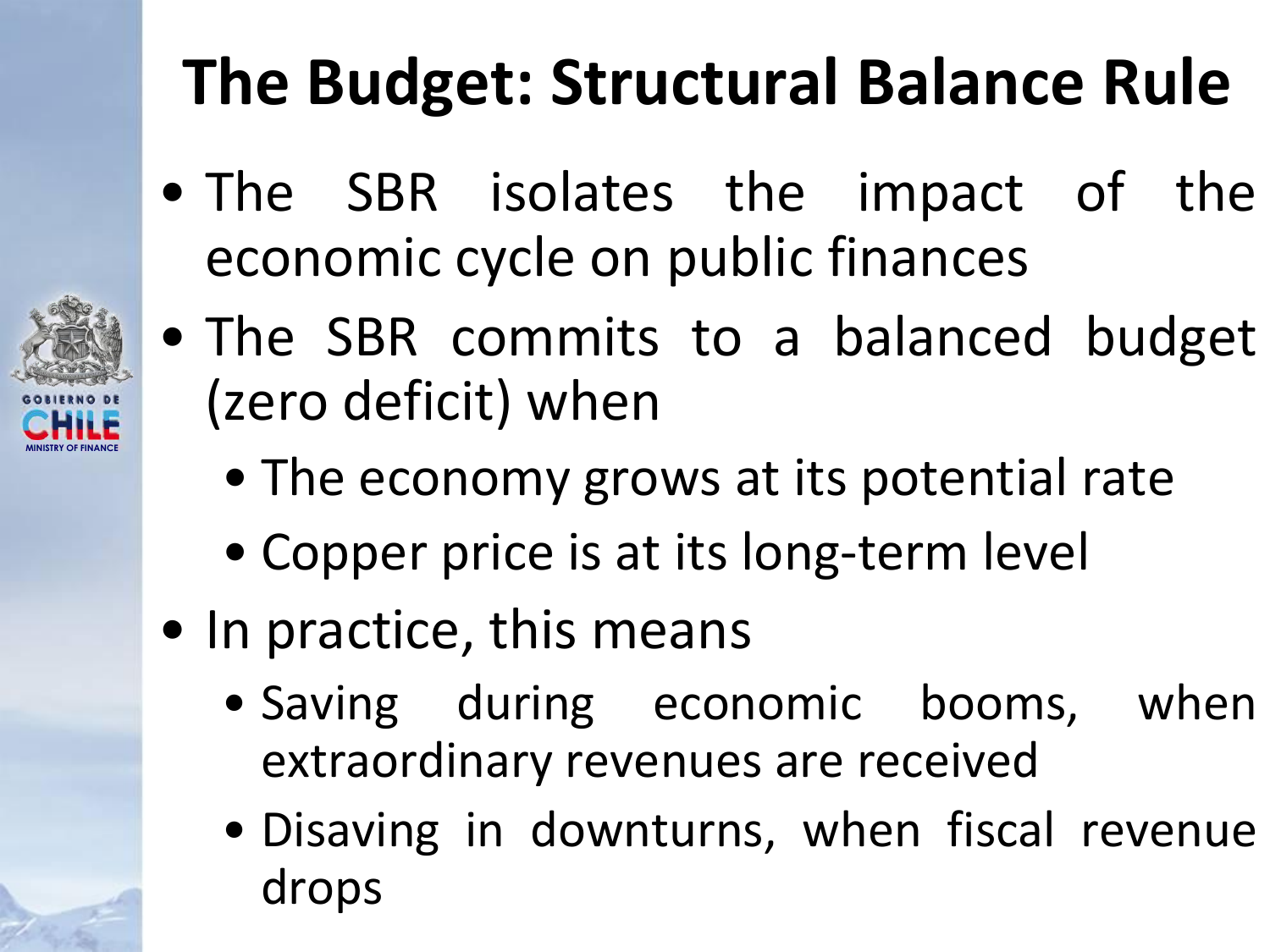# The Budget: Structural Balance Rule

- The SBR isolates the impact of the economic cycle on public finances
- The SBR commits to a balanced budget (zero deficit) when
  - The economy grows at its potential rate
  - Copper price is at its long-term level
- In practice, this means
  - Saving during economic booms, when extraordinary revenues are received
  - Disaving in downturns, when fiscal revenue drops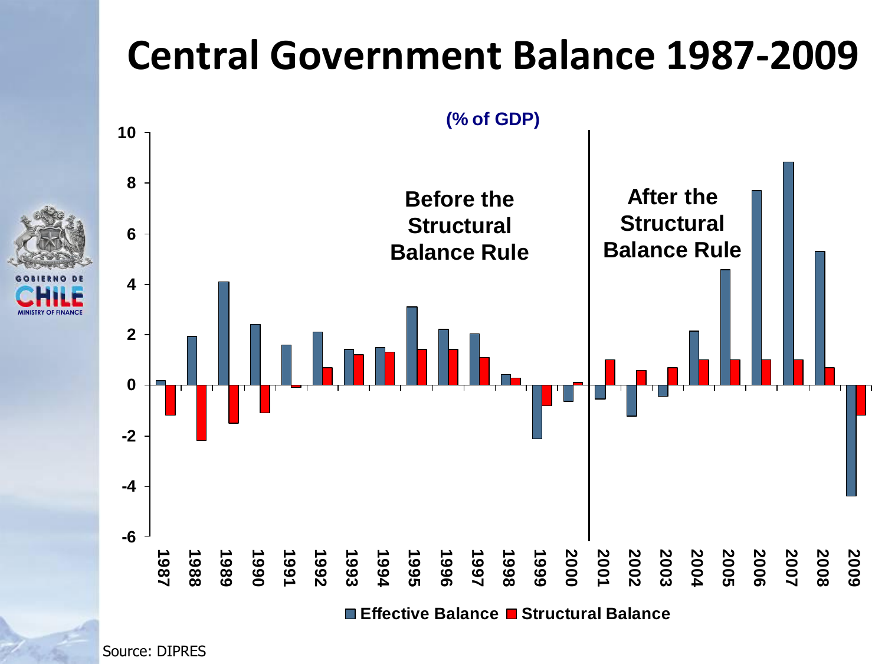# Central Government Balance 1987-2009

(% of GDP)

Before the Structural Balance Rule

After the Structural Balance Rule

| Year | Effective Balance | Structural Balance |
|---|---|---|
| 1987 | 0.2 | -1.2 |
| 1988 | 1.9 | -2.2 |
| 1989 | 4.1 | -1.5 |
| 1990 | 2.4 | -1.1 |
| 1991 | 1.6 | -0.1 |
| 1992 | 2.1 | 0.7 |
| 1993 | 1.4 | 1.2 |
| 1994 | 1.5 | 1.3 |
| 1995 | 3.1 | 1.4 |
| 1996 | 2.2 | 1.4 |
| 1997 | 2.0 | 1.1 |
| 1998 | 0.4 | 0.3 |
| 1999 | -2.1 | -0.8 |
| 2000 | -0.6 | 0.1 |
| 2001 | -0.5 | 1.0 |
| 2002 | -1.2 | 0.6 |
| 2003 | -0.4 | 0.7 |
| 2004 | 2.1 | 1.0 |
| 2005 | 4.6 | 1.0 |
| 2006 | 7.7 | 1.0 |
| 2007 | 8.8 | 1.0 |
| 2008 | 5.3 | 0.7 |
| 2009 | -4.4 | -1.2 |

Source: DIPRES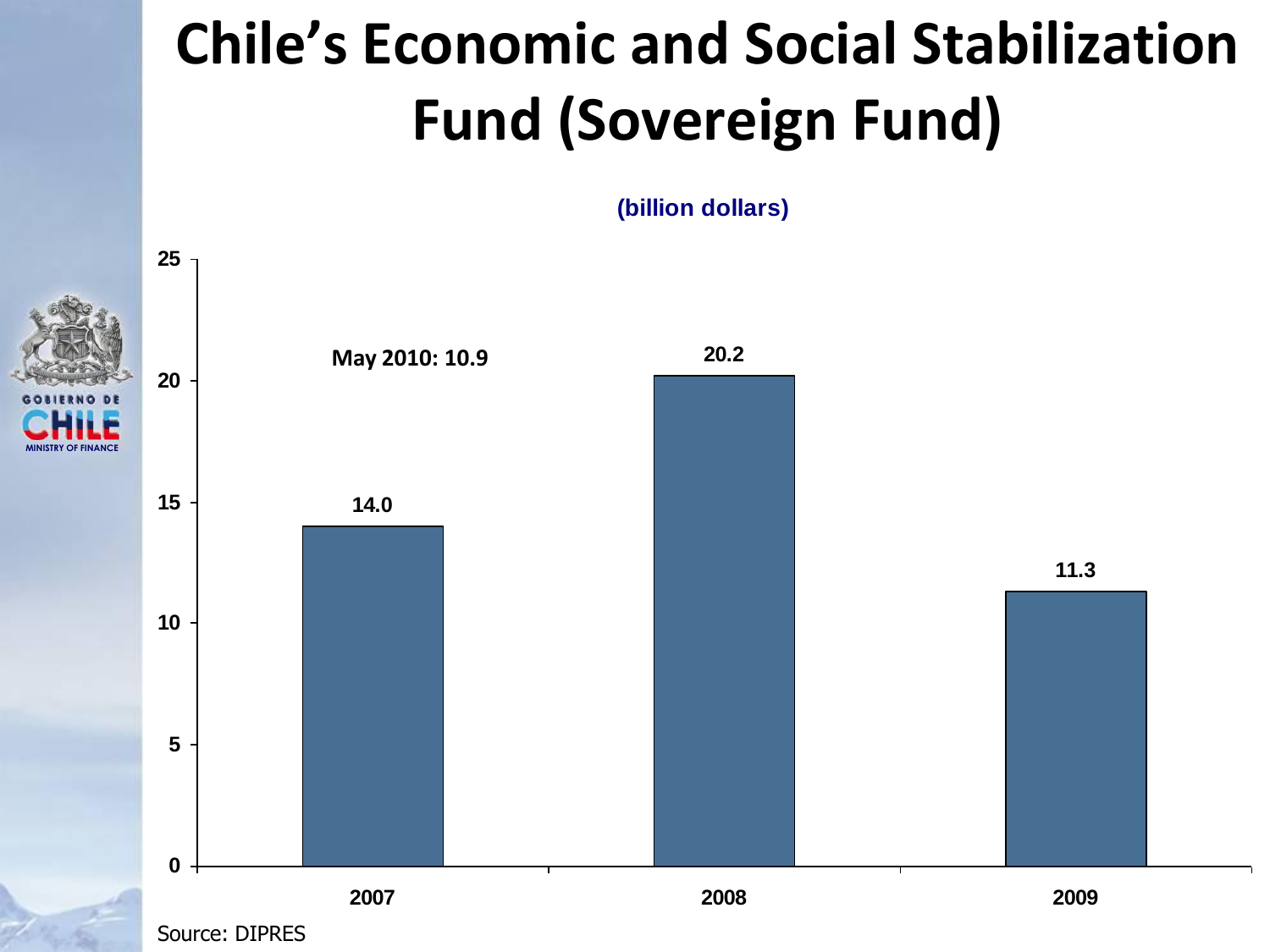# Chile's Economic and Social Stabilization Fund (Sovereign Fund)

(billion dollars)

| Year | Value |
| --- | --- |
| 2007 | 14.0 |
| 2008 | 20.2 |
| 2009 | 11.3 |

May 2010: 10.9

Source: DIPRES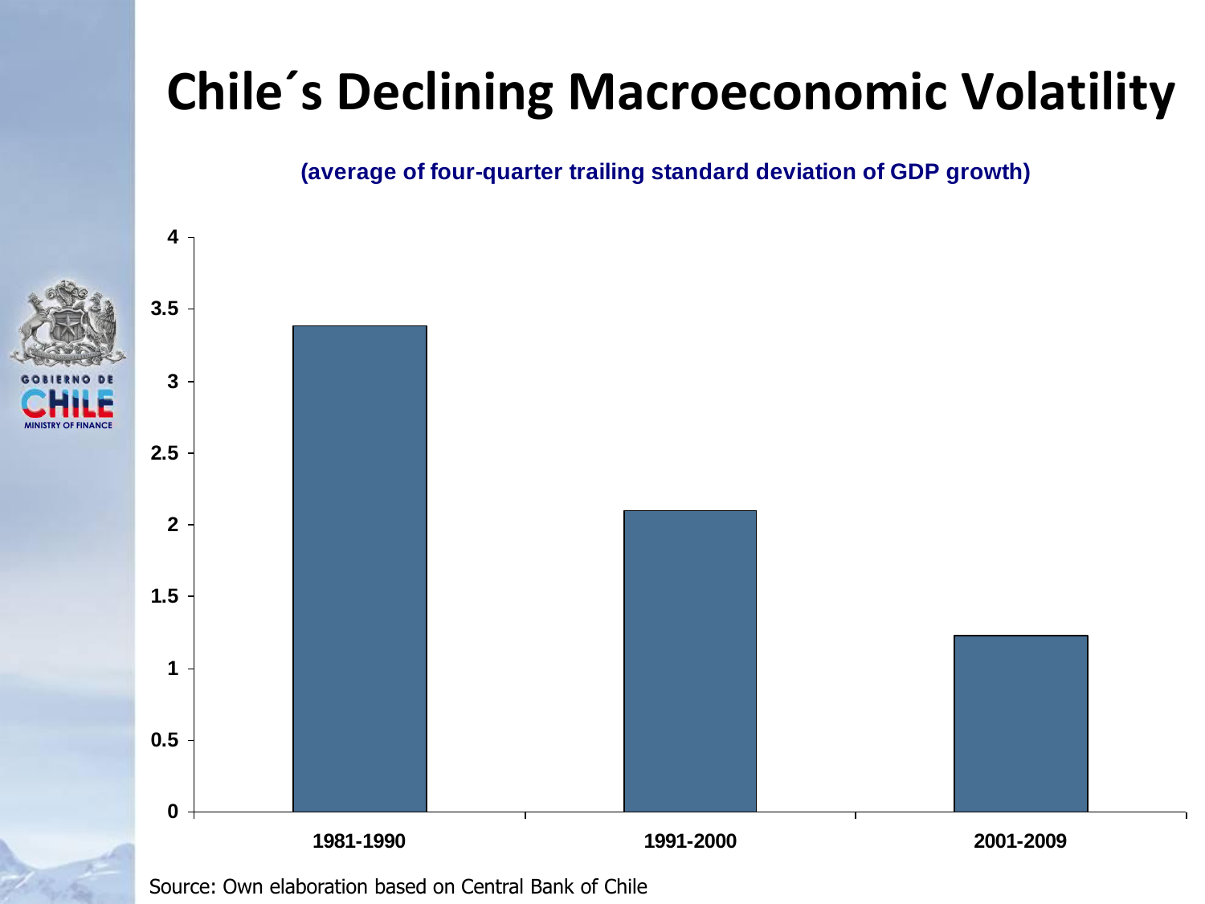# Chile´s Declining Macroeconomic Volatility

**(average of four-quarter trailing standard deviation of GDP growth)**

| Period | Value |
|---|---|
| 1981-1990 | ~3.4 |
| 1991-2000 | ~2.1 |
| 2001-2009 | ~1.2 |

Source: Own elaboration based on Central Bank of Chile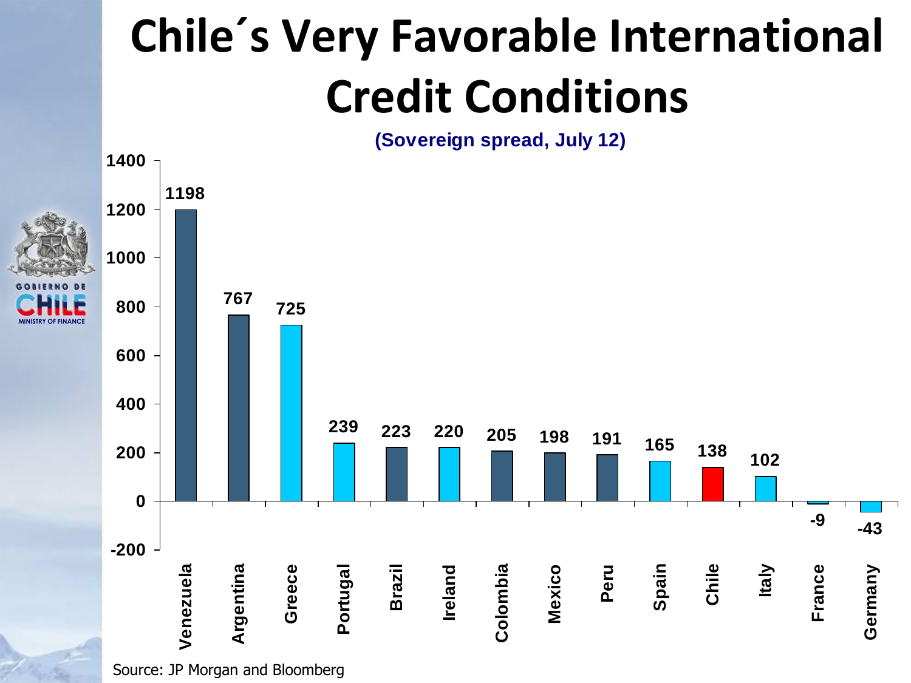# Chile´s Very Favorable International Credit Conditions

**(Sovereign spread, July 12)**

| Country | Sovereign spread |
| --- | --- |
| Venezuela | 1198 |
| Argentina | 767 |
| Greece | 725 |
| Portugal | 239 |
| Brazil | 223 |
| Ireland | 220 |
| Colombia | 205 |
| Mexico | 198 |
| Peru | 191 |
| Spain | 165 |
| Chile | 138 |
| Italy | 102 |
| France | -9 |
| Germany | -43 |

Source: JP Morgan and Bloomberg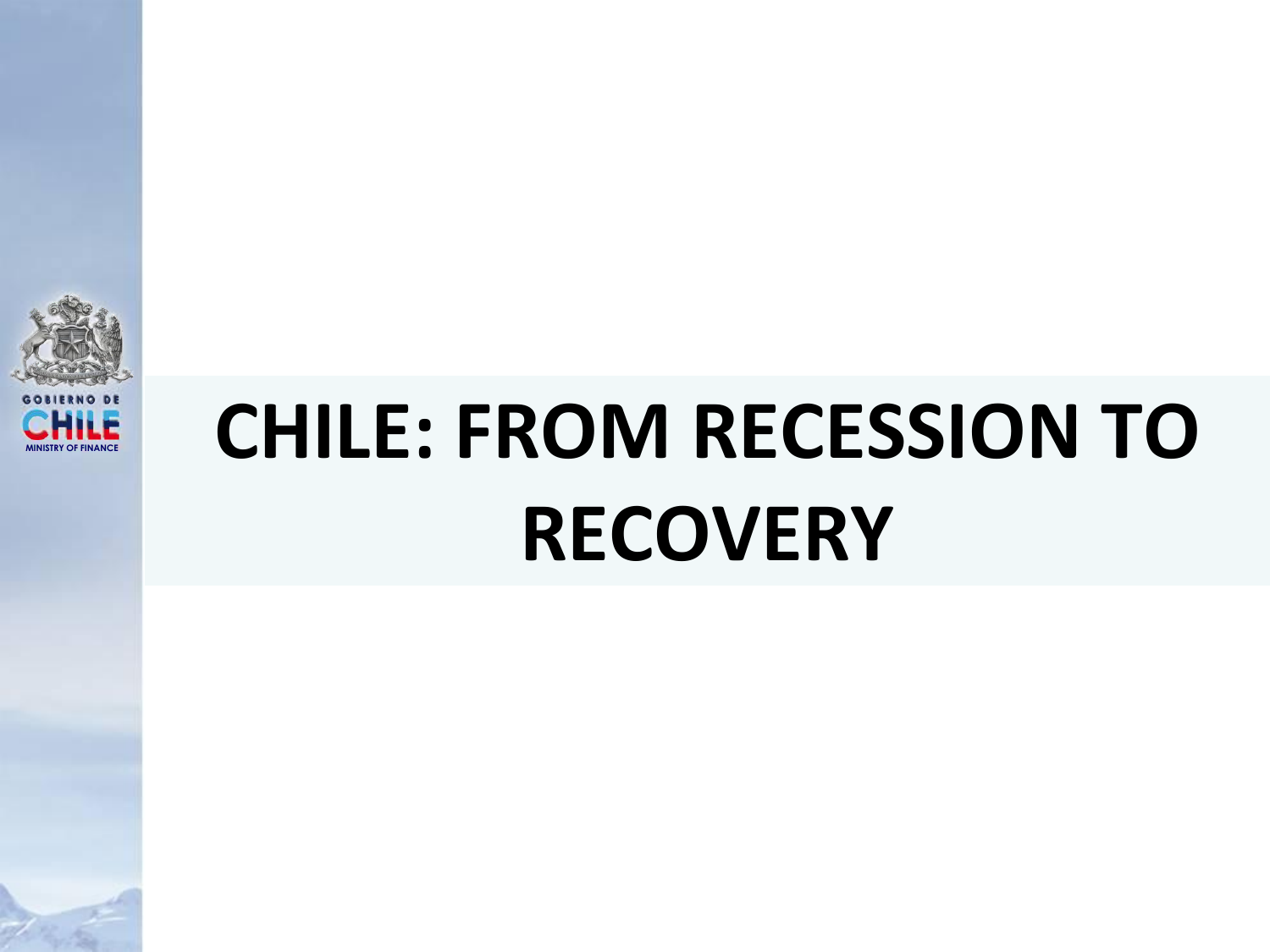# CHILE: FROM RECESSION TO RECOVERY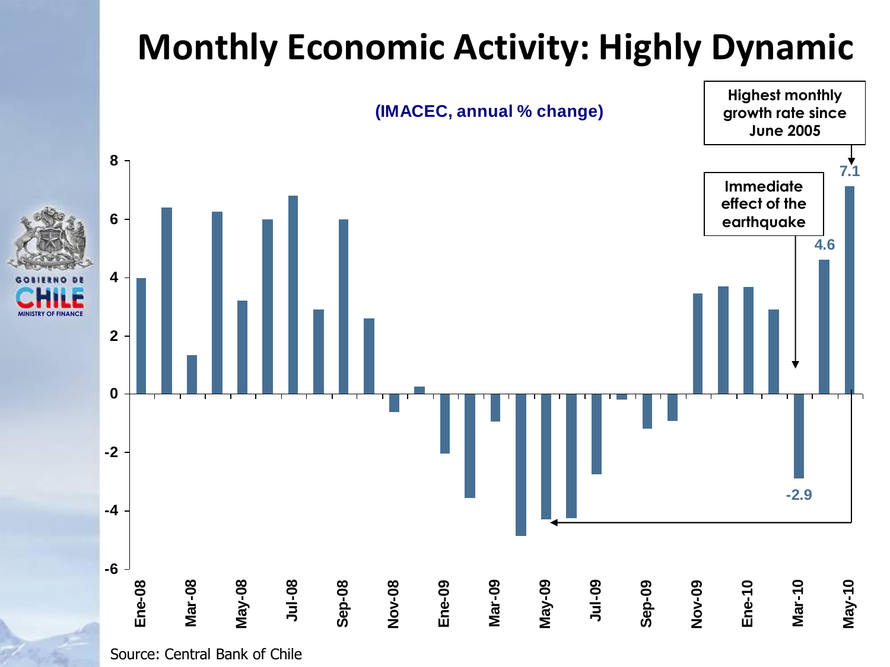# Monthly Economic Activity: Highly Dynamic

(IMACEC, annual % change)

Highest monthly growth rate since June 2005

Immediate effect of the earthquake

7.1

4.6

-2.9

8, 6, 4, 2, 0, -2, -4, -6

Ene-08, Mar-08, May-08, Jul-08, Sep-08, Nov-08, Ene-09, Mar-09, May-09, Jul-09, Sep-09, Nov-09, Ene-10, Mar-10, May-10

Source: Central Bank of Chile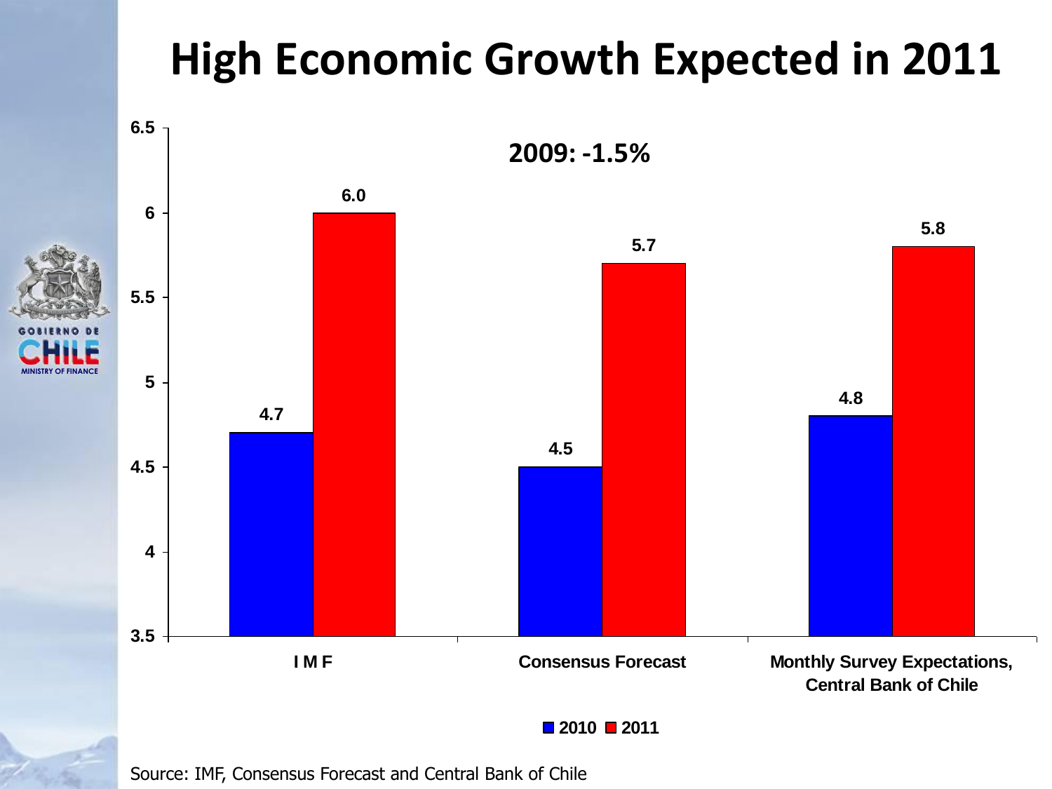# High Economic Growth Expected in 2011

2009: -1.5%

| | 2010 | 2011 |
|---|---|---|
| IMF | 4.7 | 6.0 |
| Consensus Forecast | 4.5 | 5.7 |
| Monthly Survey Expectations, Central Bank of Chile | 4.8 | 5.8 |

Source: IMF, Consensus Forecast and Central Bank of Chile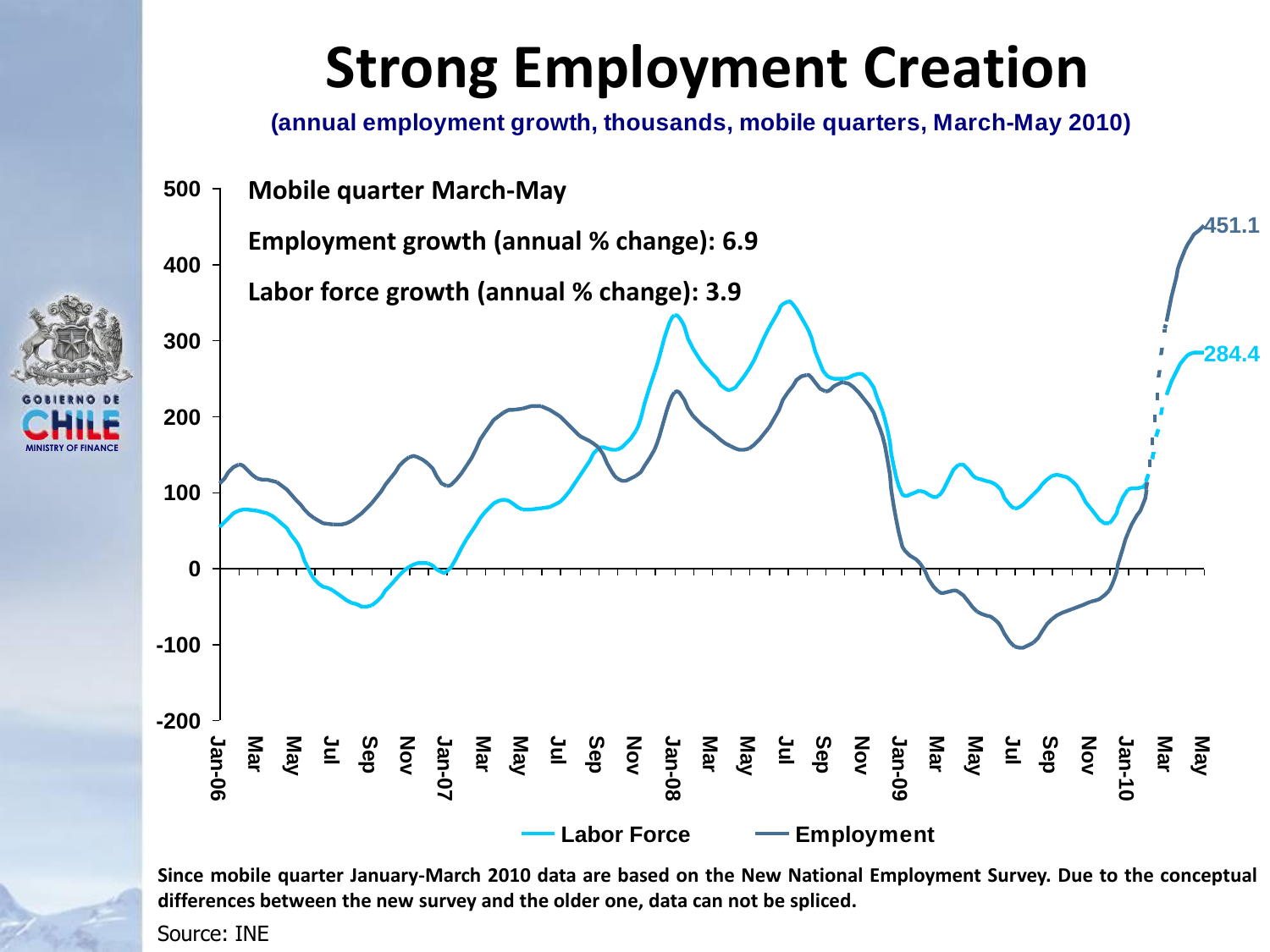# Strong Employment Creation

**(annual employment growth, thousands, mobile quarters, March-May 2010)**

**Mobile quarter March-May**

**Employment growth (annual % change): 6.9**

**Labor force growth (annual % change): 3.9**

Labor Force: 284.4

Employment: 451.1

**Since mobile quarter January-March 2010 data are based on the New National Employment Survey. Due to the conceptual differences between the new survey and the older one, data can not be spliced.**

Source: INE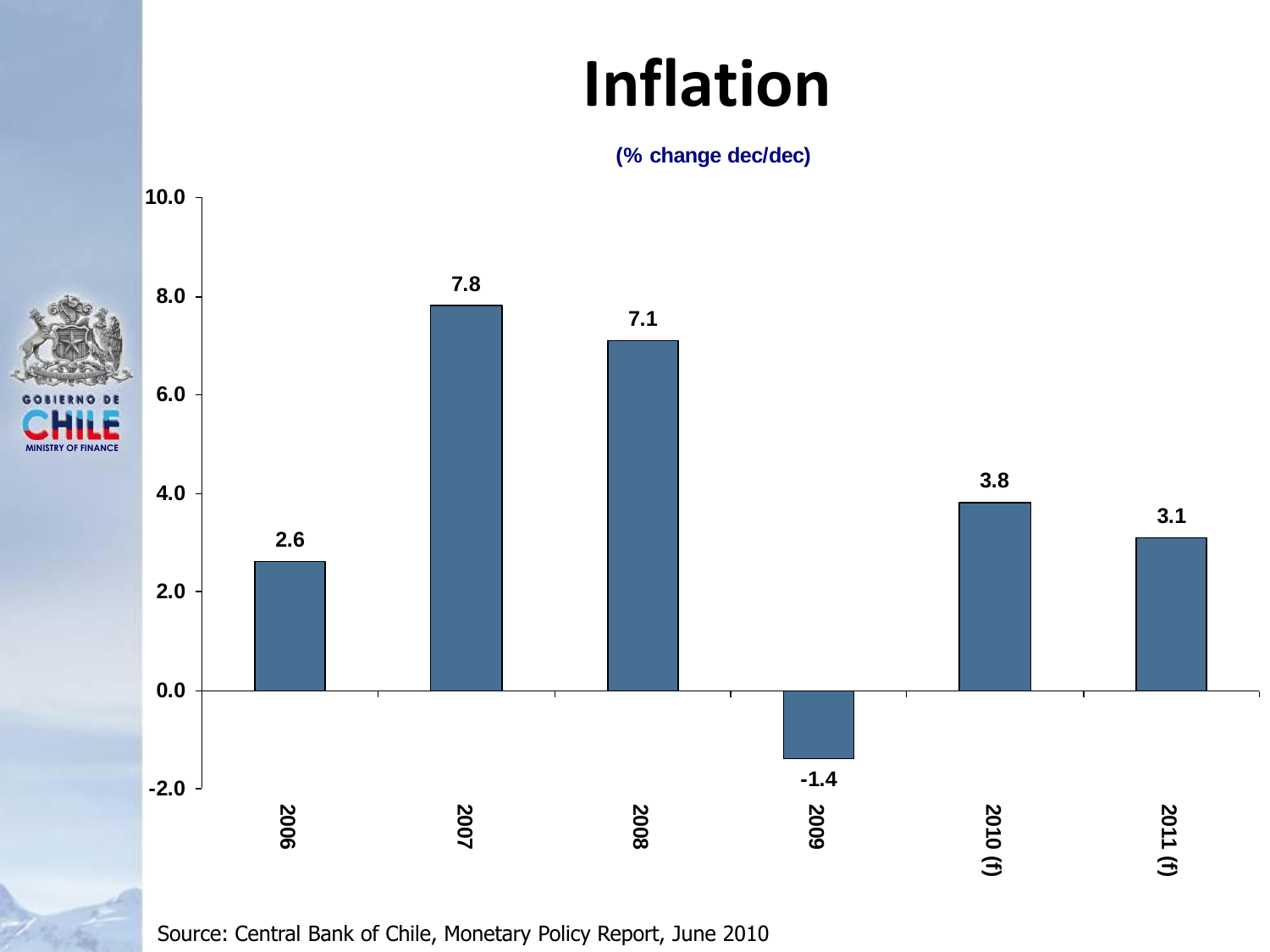# Inflation

**(% change dec/dec)**

| Year | Inflation (%) |
|---|---|
| 2006 | 2.6 |
| 2007 | 7.8 |
| 2008 | 7.1 |
| 2009 | -1.4 |
| 2010 (f) | 3.8 |
| 2011 (f) | 3.1 |

Source: Central Bank of Chile, Monetary Policy Report, June 2010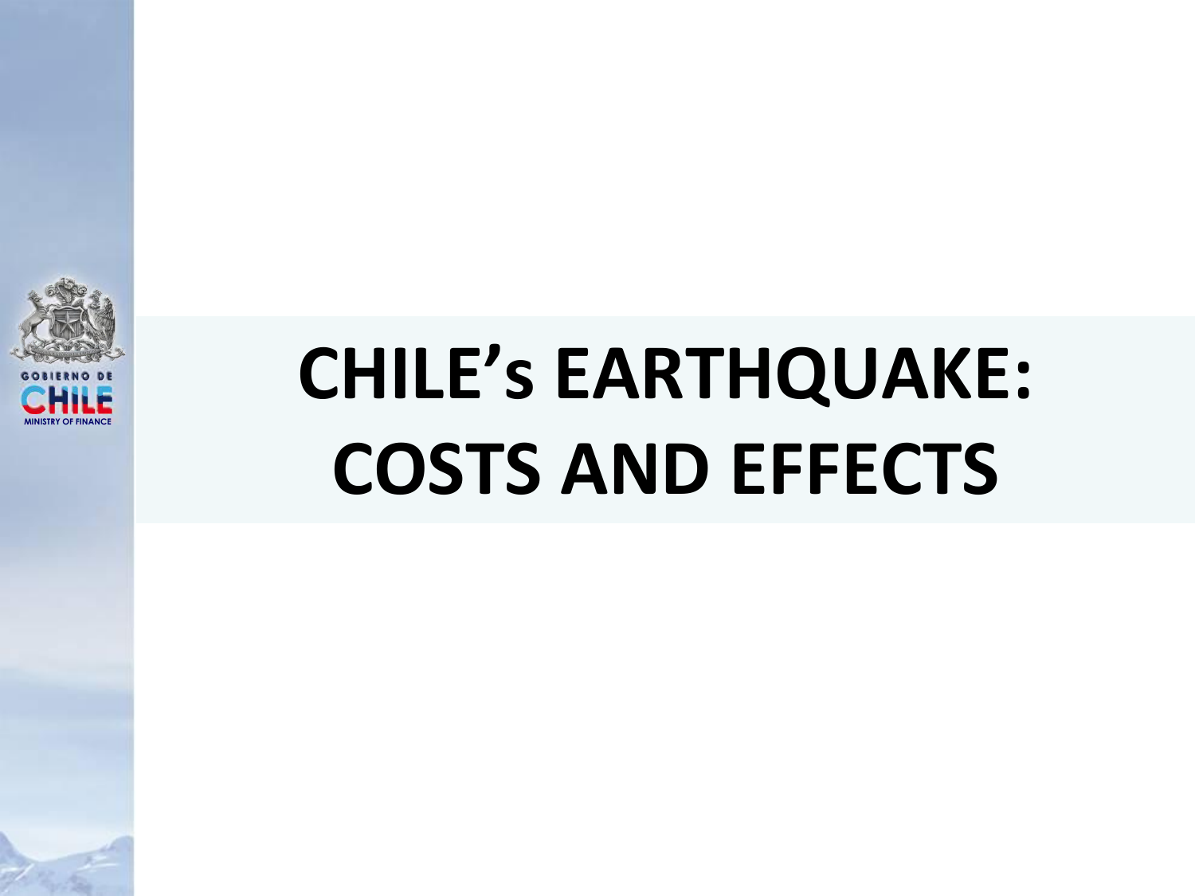# CHILE's EARTHQUAKE: COSTS AND EFFECTS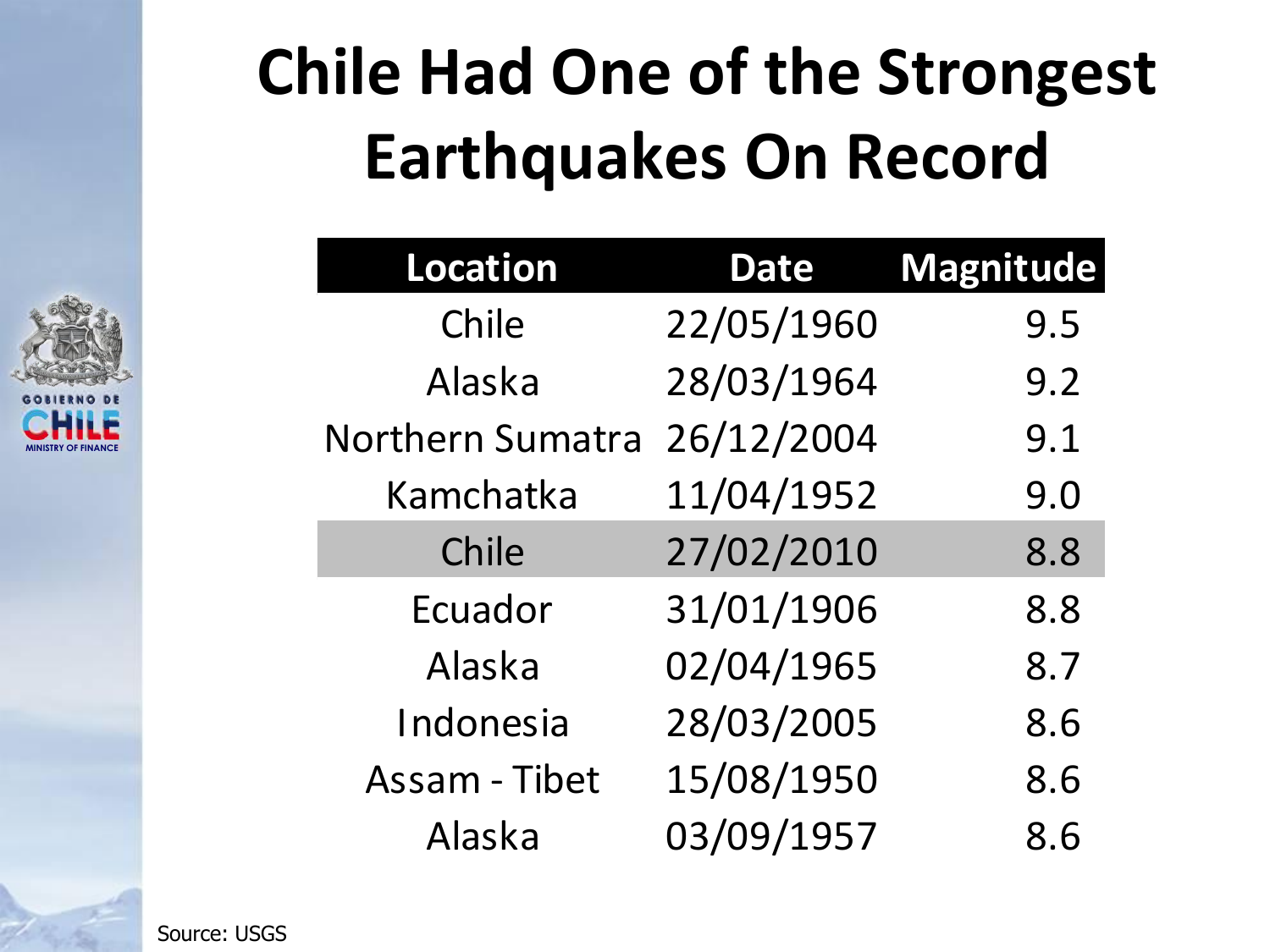# Chile Had One of the Strongest Earthquakes On Record

| Location | Date | Magnitude |
|---|---|---|
| Chile | 22/05/1960 | 9.5 |
| Alaska | 28/03/1964 | 9.2 |
| Northern Sumatra | 26/12/2004 | 9.1 |
| Kamchatka | 11/04/1952 | 9.0 |
| Chile | 27/02/2010 | 8.8 |
| Ecuador | 31/01/1906 | 8.8 |
| Alaska | 02/04/1965 | 8.7 |
| Indonesia | 28/03/2005 | 8.6 |
| Assam - Tibet | 15/08/1950 | 8.6 |
| Alaska | 03/09/1957 | 8.6 |

Source: USGS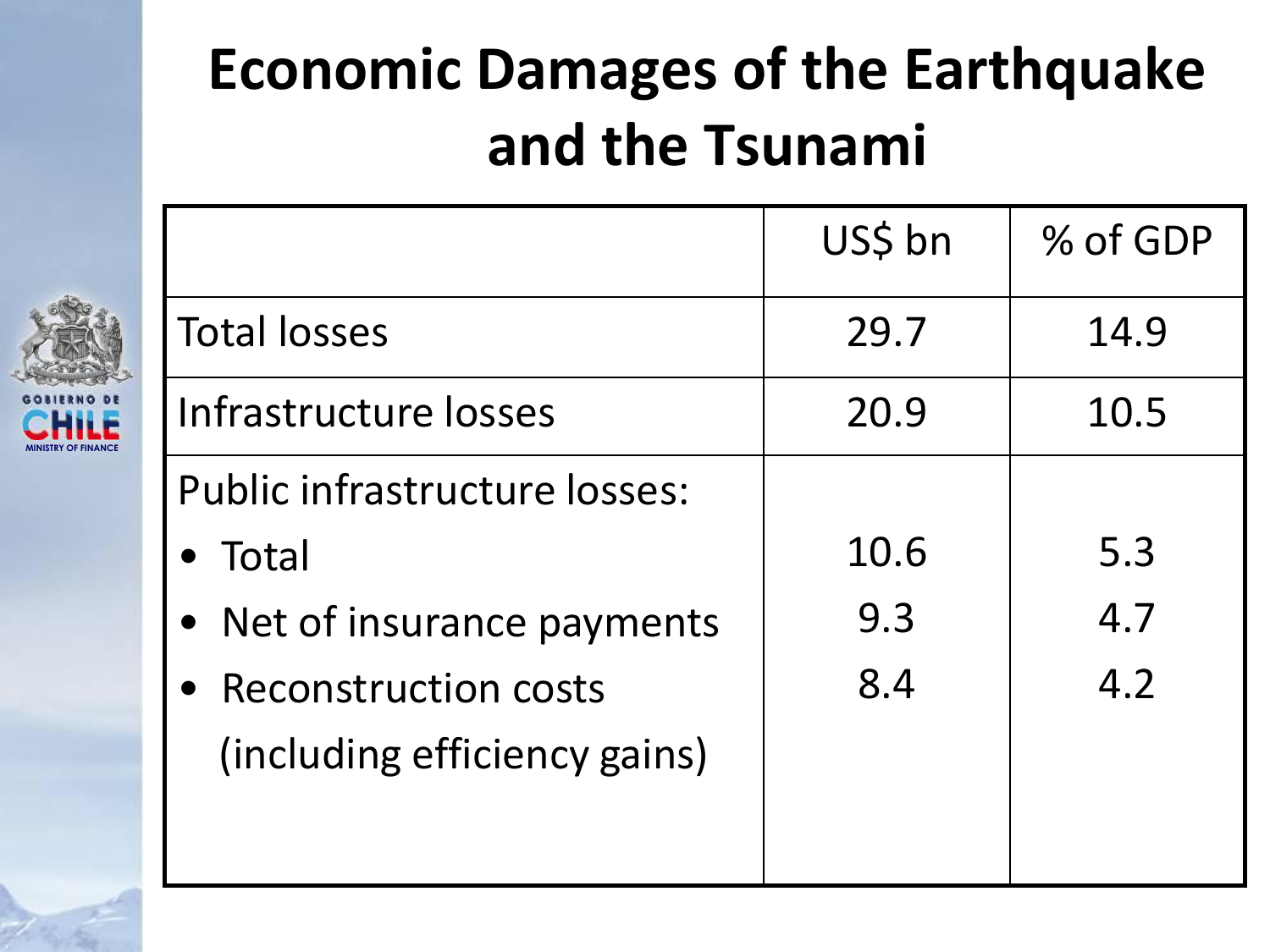# Economic Damages of the Earthquake and the Tsunami

| | US$ bn | % of GDP |
|---|---|---|
| Total losses | 29.7 | 14.9 |
| Infrastructure losses | 20.9 | 10.5 |
| Public infrastructure losses: | | |
| • Total | 10.6 | 5.3 |
| • Net of insurance payments | 9.3 | 4.7 |
| • Reconstruction costs (including efficiency gains) | 8.4 | 4.2 |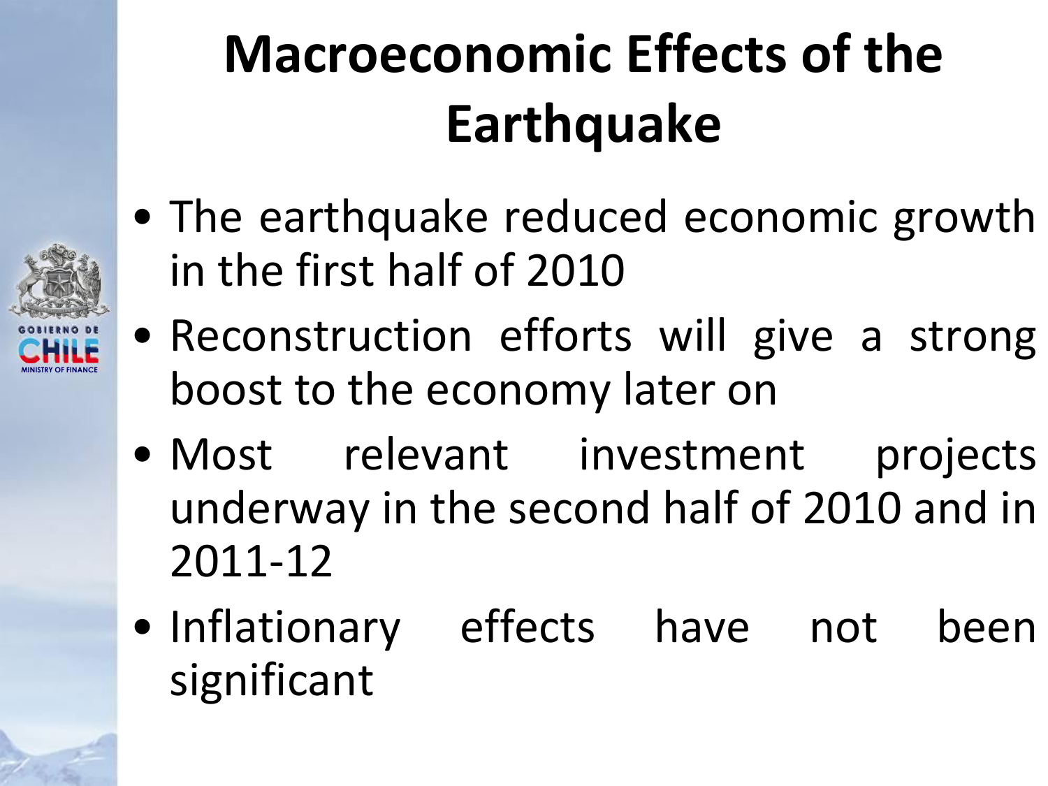# Macroeconomic Effects of the Earthquake

- The earthquake reduced economic growth in the first half of 2010
- Reconstruction efforts will give a strong boost to the economy later on
- Most relevant investment projects underway in the second half of 2010 and in 2011-12
- Inflationary effects have not been significant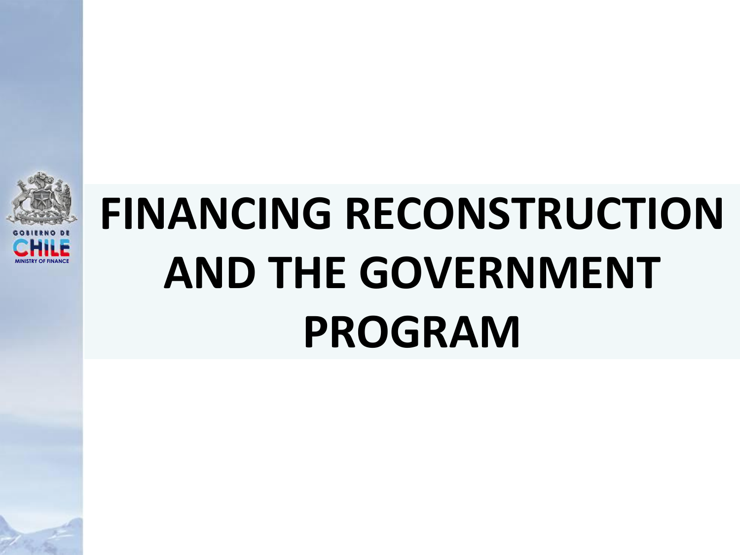# FINANCING RECONSTRUCTION AND THE GOVERNMENT PROGRAM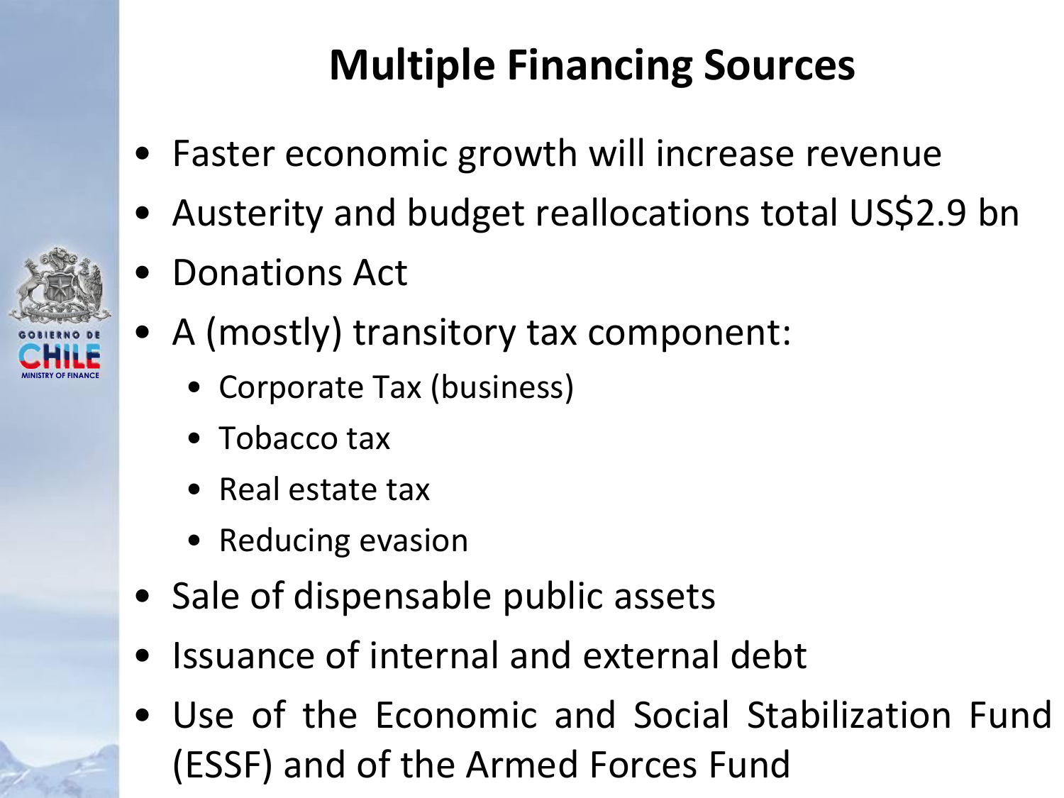# Multiple Financing Sources

- Faster economic growth will increase revenue
- Austerity and budget reallocations total US$2.9 bn
- Donations Act
- A (mostly) transitory tax component:
  - Corporate Tax (business)
  - Tobacco tax
  - Real estate tax
  - Reducing evasion
- Sale of dispensable public assets
- Issuance of internal and external debt
- Use of the Economic and Social Stabilization Fund (ESSF) and of the Armed Forces Fund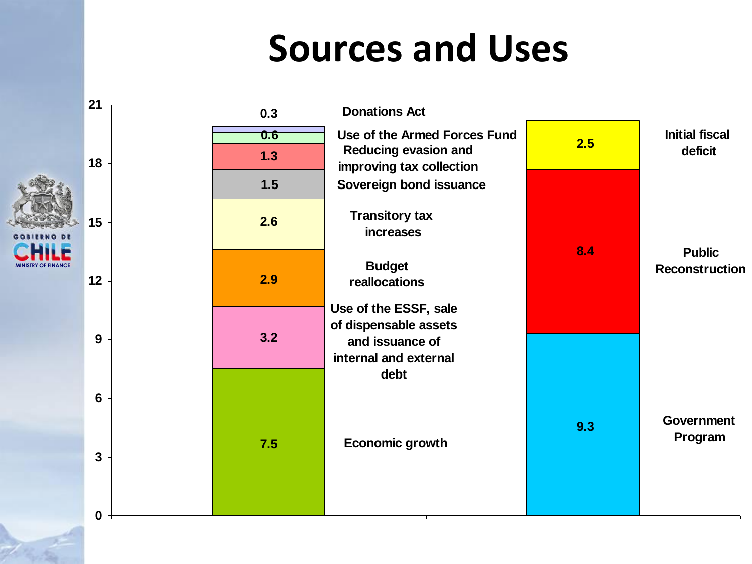# Sources and Uses

| Sources | Value |
| --- | --- |
| Donations Act | 0.3 |
| Use of the Armed Forces Fund | 0.6 |
| Reducing evasion and improving tax collection | 1.3 |
| Sovereign bond issuance | 1.5 |
| Transitory tax increases | 2.6 |
| Budget reallocations | 2.9 |
| Use of the ESSF, sale of dispensable assets and issuance of internal and external debt | 3.2 |
| Economic growth | 7.5 |

| Uses | Value |
| --- | --- |
| Initial fiscal deficit | 2.5 |
| Public Reconstruction | 8.4 |
| Government Program | 9.3 |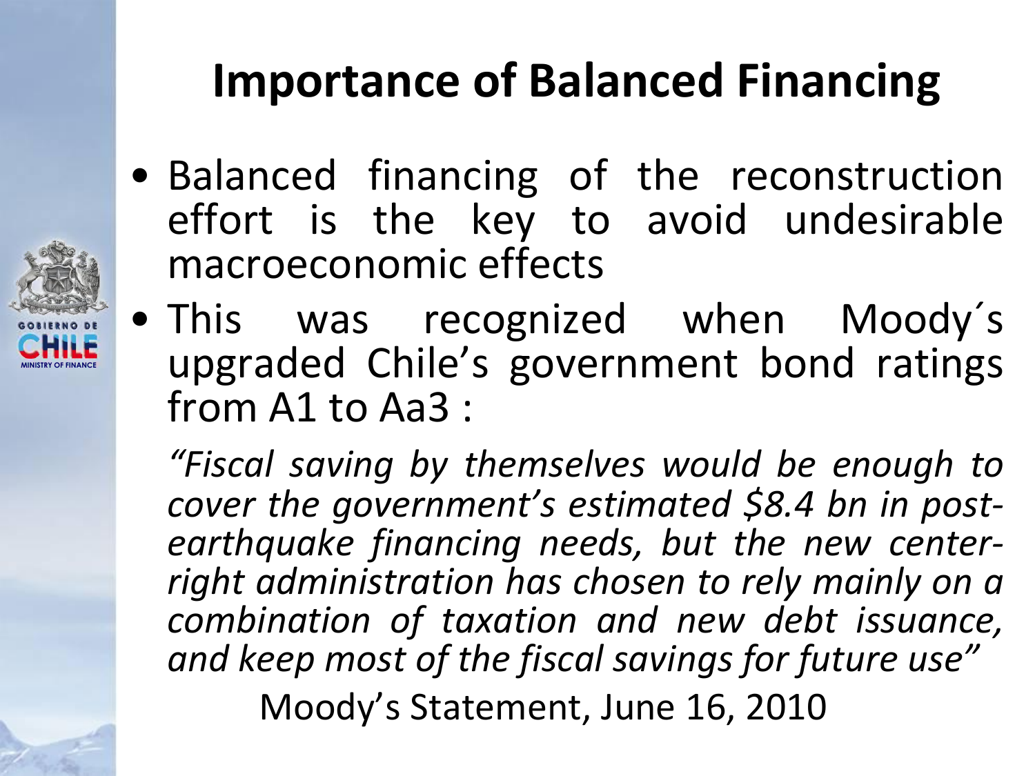# Importance of Balanced Financing

- Balanced financing of the reconstruction effort is the key to avoid undesirable macroeconomic effects
- This was recognized when Moody´s upgraded Chile's government bond ratings from A1 to Aa3 :

*"Fiscal saving by themselves would be enough to cover the government's estimated $8.4 bn in post-earthquake financing needs, but the new center-right administration has chosen to rely mainly on a combination of taxation and new debt issuance, and keep most of the fiscal savings for future use"*

Moody's Statement, June 16, 2010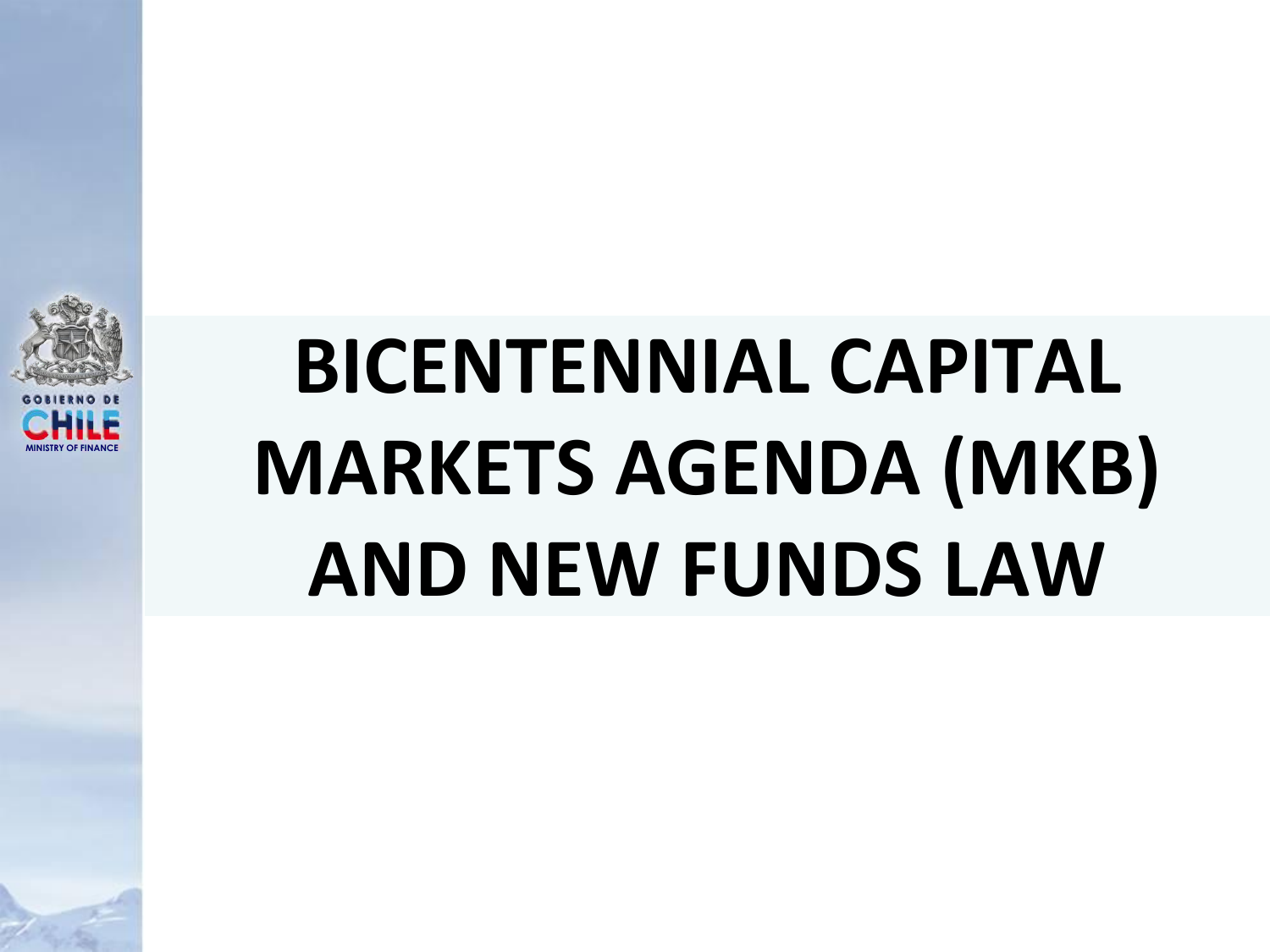# BICENTENNIAL CAPITAL MARKETS AGENDA (MKB) AND NEW FUNDS LAW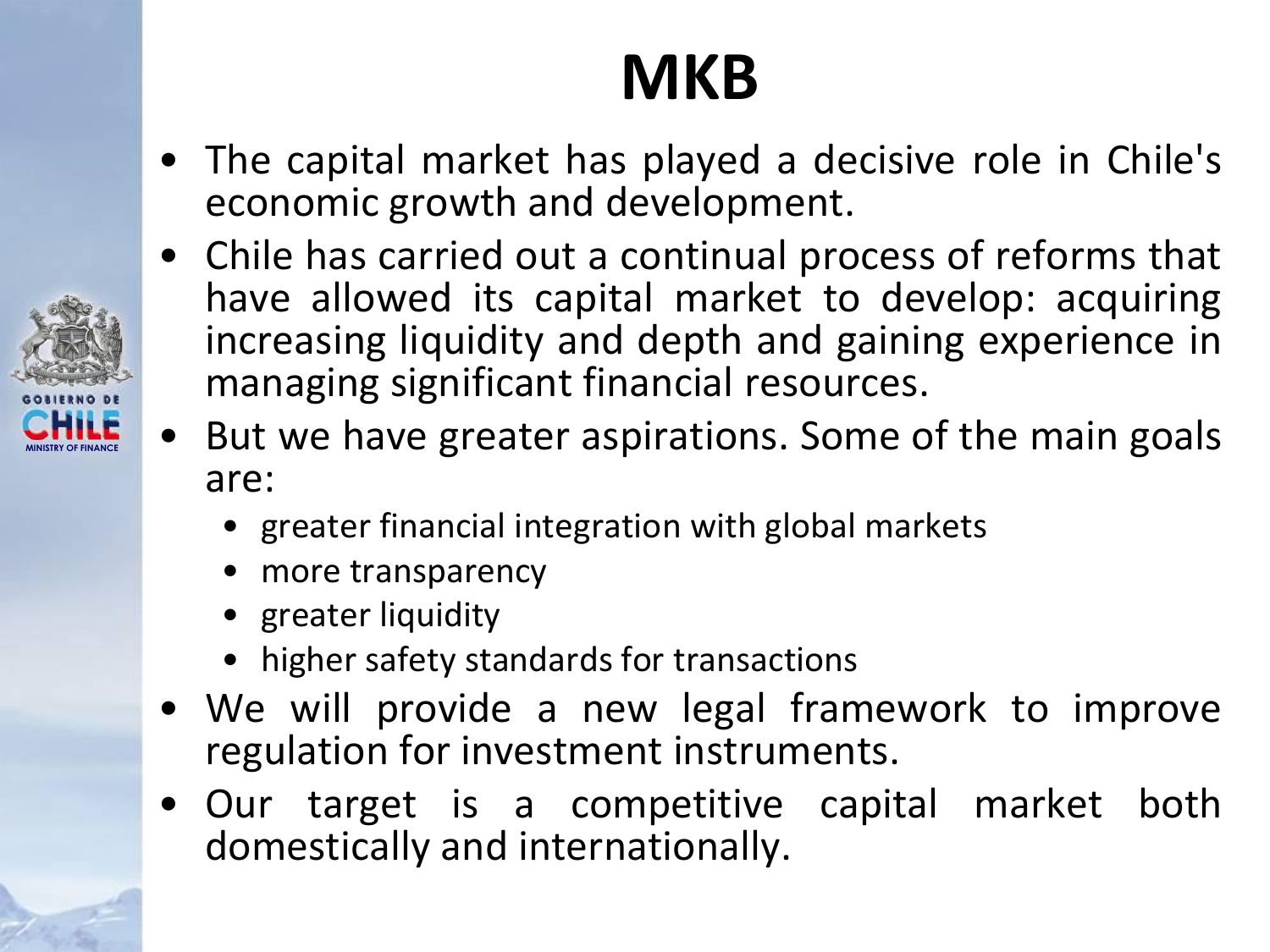# MKB

- The capital market has played a decisive role in Chile's economic growth and development.
- Chile has carried out a continual process of reforms that have allowed its capital market to develop: acquiring increasing liquidity and depth and gaining experience in managing significant financial resources.
- But we have greater aspirations. Some of the main goals are:
  - greater financial integration with global markets
  - more transparency
  - greater liquidity
  - higher safety standards for transactions
- We will provide a new legal framework to improve regulation for investment instruments.
- Our target is a competitive capital market both domestically and internationally.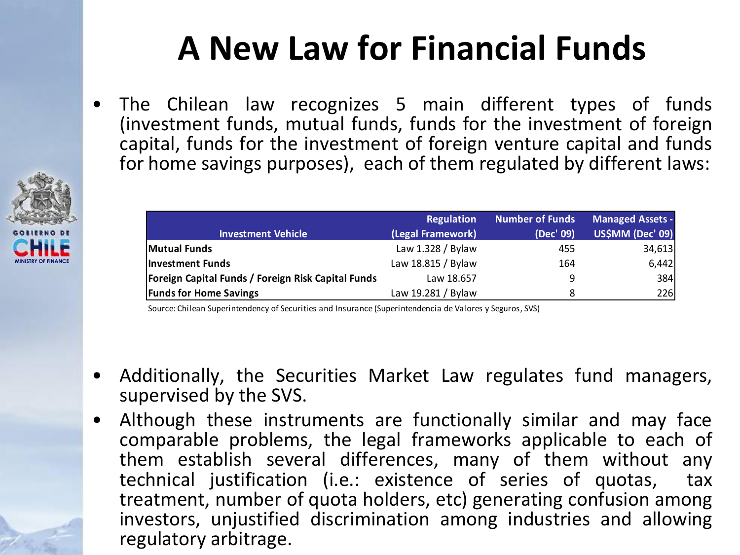# A New Law for Financial Funds

- The Chilean law recognizes 5 main different types of funds (investment funds, mutual funds, funds for the investment of foreign capital, funds for the investment of foreign venture capital and funds for home savings purposes), each of them regulated by different laws:

| Investment Vehicle | Regulation (Legal Framework) | Number of Funds (Dec' 09) | Managed Assets - US$MM (Dec' 09) |
|---|---|---|---|
| **Mutual Funds** | Law 1.328 / Bylaw | 455 | 34,613 |
| **Investment Funds** | Law 18.815 / Bylaw | 164 | 6,442 |
| **Foreign Capital Funds / Foreign Risk Capital Funds** | Law 18.657 | 9 | 384 |
| **Funds for Home Savings** | Law 19.281 / Bylaw | 8 | 226 |

Source: Chilean Superintendency of Securities and Insurance (Superintendencia de Valores y Seguros, SVS)

- Additionally, the Securities Market Law regulates fund managers, supervised by the SVS.
- Although these instruments are functionally similar and may face comparable problems, the legal frameworks applicable to each of them establish several differences, many of them without any technical justification (i.e.: existence of series of quotas, tax treatment, number of quota holders, etc) generating confusion among investors, unjustified discrimination among industries and allowing regulatory arbitrage.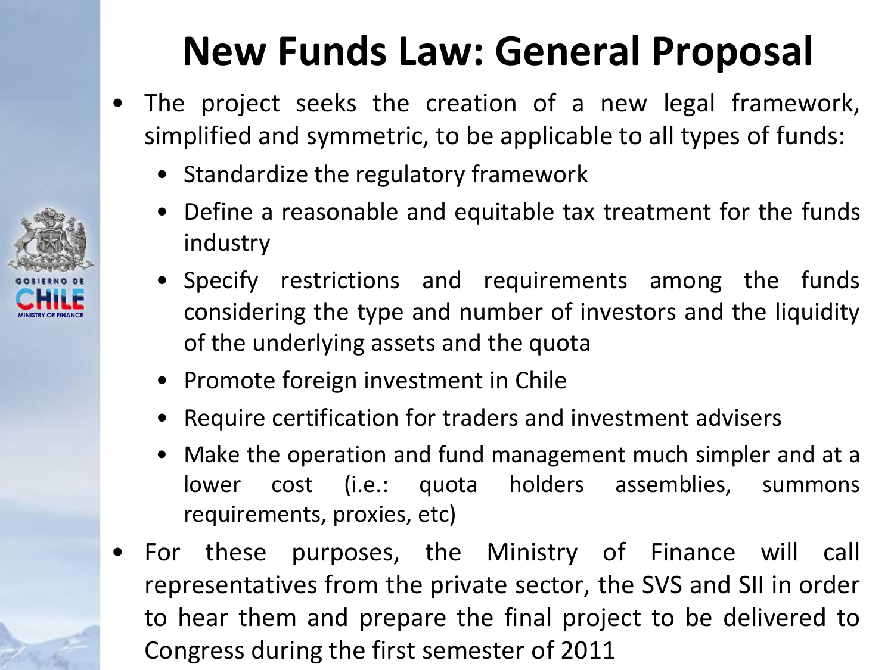# New Funds Law: General Proposal

- The project seeks the creation of a new legal framework, simplified and symmetric, to be applicable to all types of funds:
  - Standardize the regulatory framework
  - Define a reasonable and equitable tax treatment for the funds industry
  - Specify restrictions and requirements among the funds considering the type and number of investors and the liquidity of the underlying assets and the quota
  - Promote foreign investment in Chile
  - Require certification for traders and investment advisers
  - Make the operation and fund management much simpler and at a lower cost (i.e.: quota holders assemblies, summons requirements, proxies, etc)
- For these purposes, the Ministry of Finance will call representatives from the private sector, the SVS and SII in order to hear them and prepare the final project to be delivered to Congress during the first semester of 2011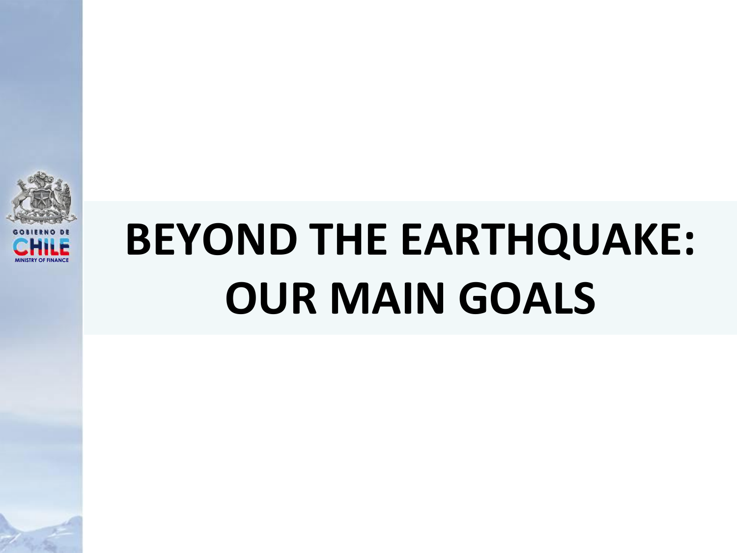# BEYOND THE EARTHQUAKE: OUR MAIN GOALS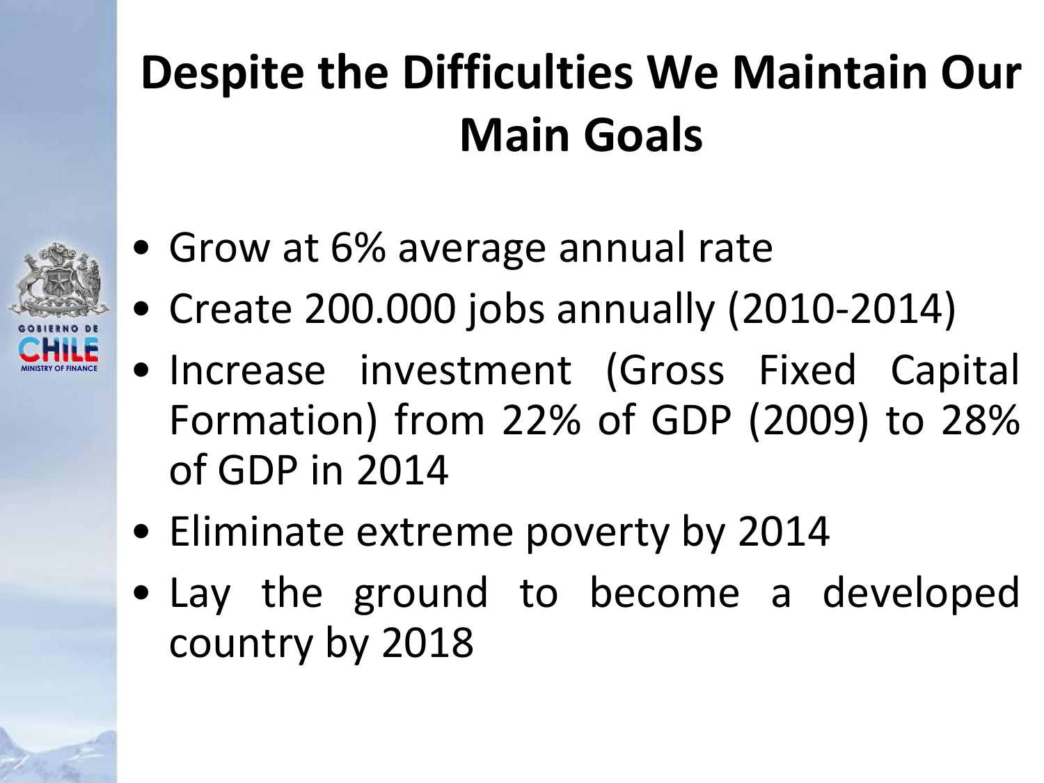# Despite the Difficulties We Maintain Our Main Goals

- Grow at 6% average annual rate
- Create 200.000 jobs annually (2010-2014)
- Increase investment (Gross Fixed Capital Formation) from 22% of GDP (2009) to 28% of GDP in 2014
- Eliminate extreme poverty by 2014
- Lay the ground to become a developed country by 2018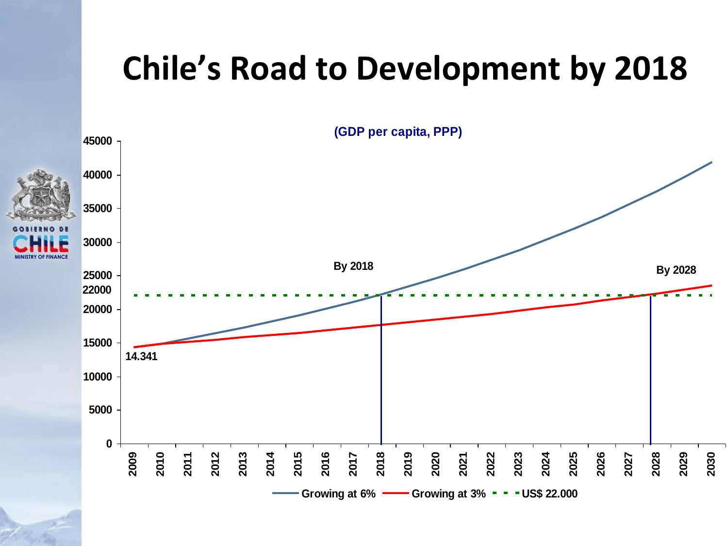# Chile's Road to Development by 2018

(GDP per capita, PPP)

By 2018

By 2028

14.341

Growing at 6% — Growing at 3% — US$ 22.000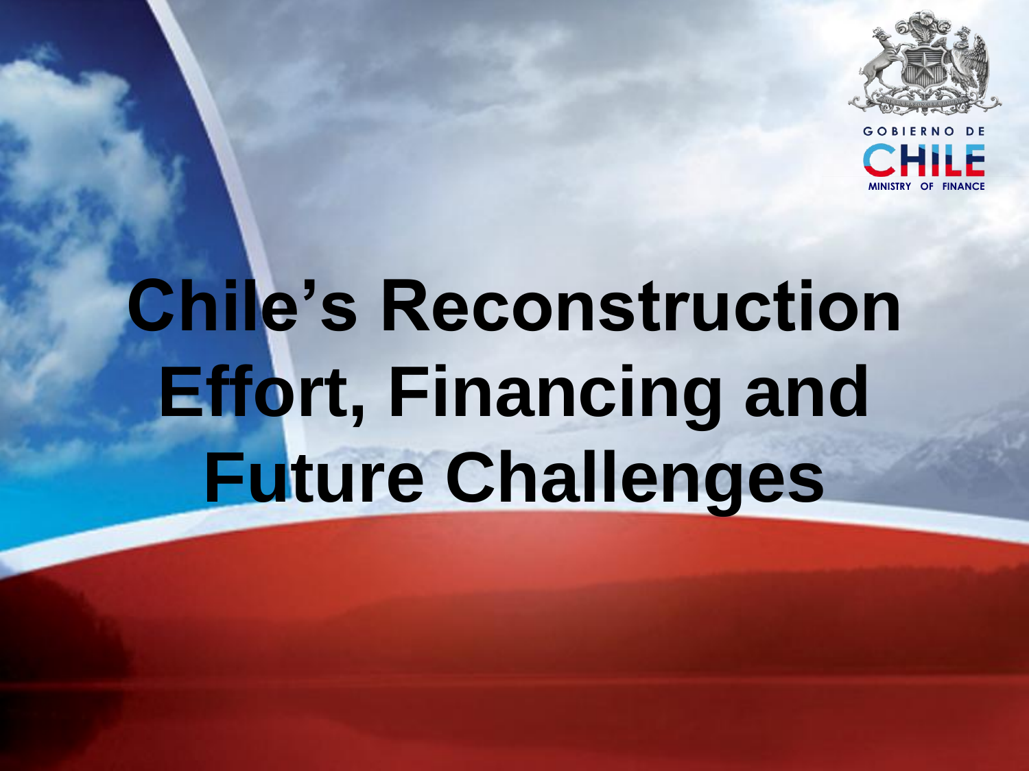GOBIERNO DE CHILE

MINISTRY OF FINANCE

# Chile's Reconstruction Effort, Financing and Future Challenges